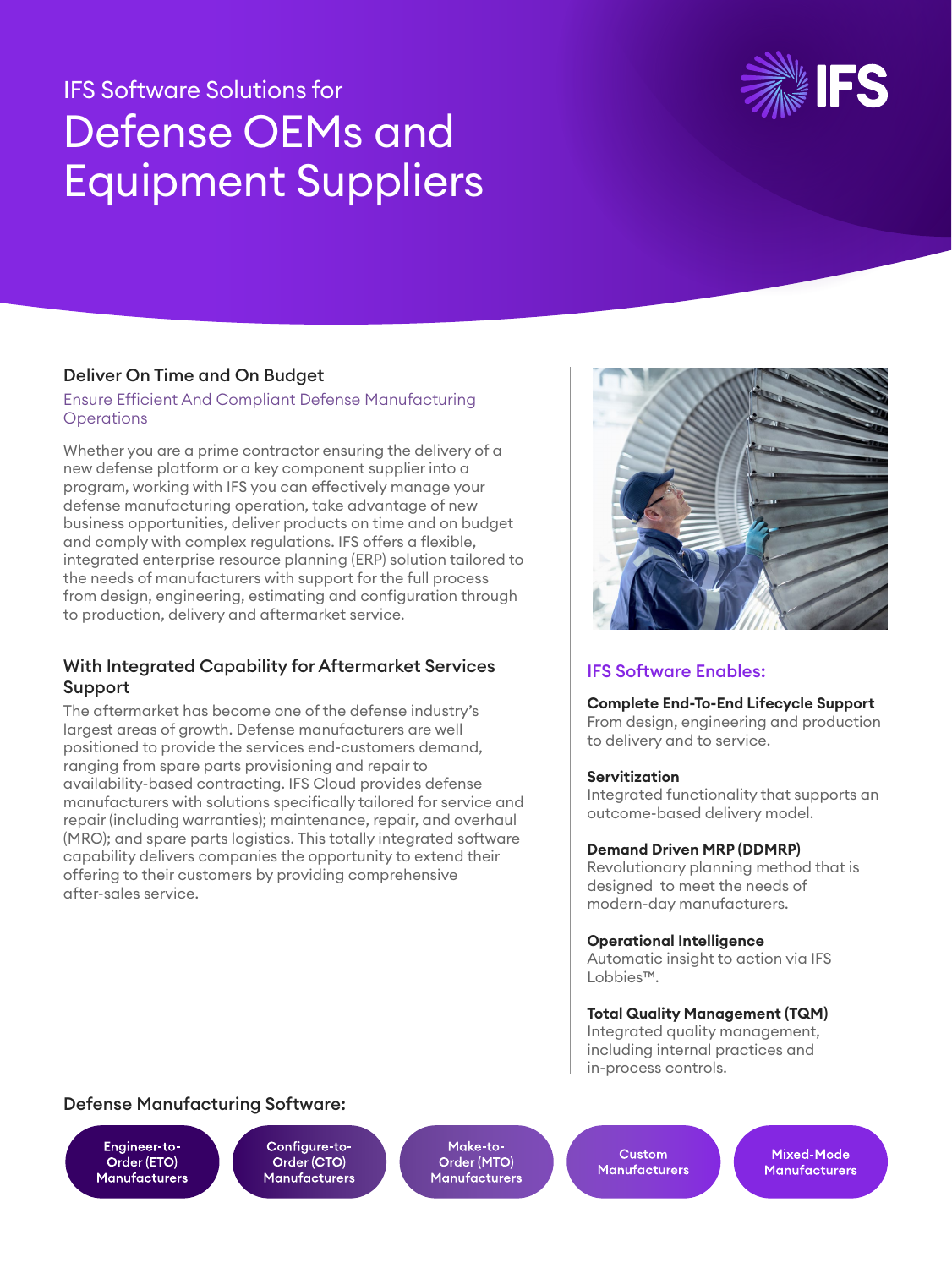IFS Software Solutions for

# Defense OEMs and Equipment Suppliers

## Deliver On Time and On Budget

### Ensure Efficient And Compliant Defense Manufacturing Operations

Whether you are a prime contractor ensuring the delivery of a new defense platform or a key component supplier into a program, working with IFS you can effectively manage your defense manufacturing operation, take advantage of new business opportunities, deliver products on time and on budget and comply with complex regulations. IFS offers a flexible, integrated enterprise resource planning (ERP) solution tailored to the needs of manufacturers with support for the full process from design, engineering, estimating and configuration through to production, delivery and aftermarket service.

## With Integrated Capability for Aftermarket Services Support

The aftermarket has become one of the defense industry's largest areas of growth. Defense manufacturers are well positioned to provide the services end-customers demand, ranging from spare parts provisioning and repair to availability-based contracting. IFS Cloud provides defense manufacturers with solutions specifically tailored for service and repair (including warranties); maintenance, repair, and overhaul (MRO); and spare parts logistics. This totally integrated software capability delivers companies the opportunity to extend their offering to their customers by providing comprehensive after-sales service.

## IFS Software Enables:

**Complete End-To-End Lifecycle Support**
From design, engineering and production to delivery and to service.

**Servitization**
Integrated functionality that supports an outcome-based delivery model.

**Demand Driven MRP (DDMRP)**
Revolutionary planning method that is designed to meet the needs of modern-day manufacturers.

**Operational Intelligence**
Automatic insight to action via IFS Lobbies™.

**Total Quality Management (TQM)**
Integrated quality management, including internal practices and in-process controls.

## Defense Manufacturing Software:

- Engineer-to-Order (ETO) Manufacturers
- Configure-to-Order (CTO) Manufacturers
- Make-to-Order (MTO) Manufacturers
- Custom Manufacturers
- Mixed-Mode Manufacturers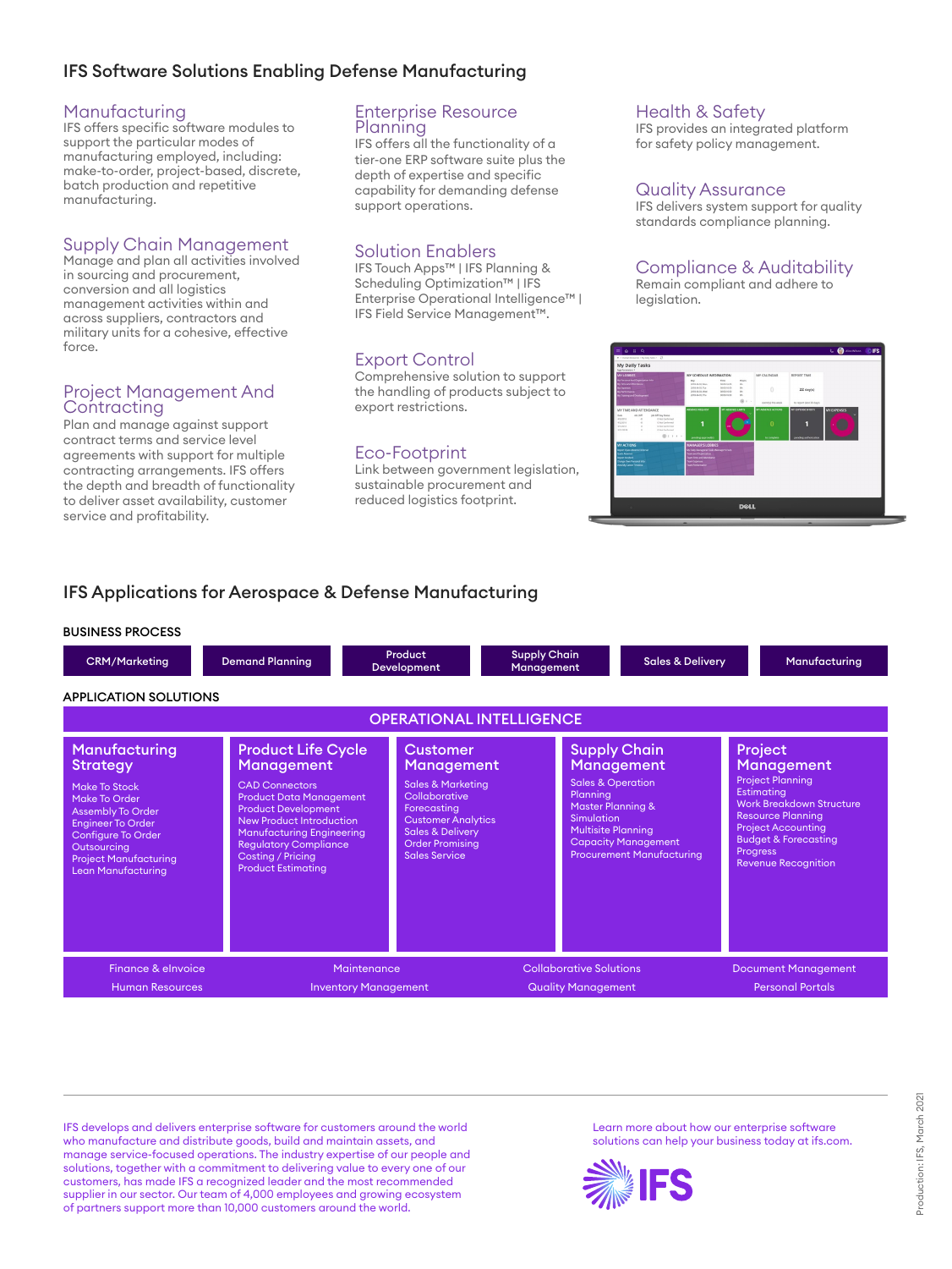## IFS Software Solutions Enabling Defense Manufacturing

### Manufacturing
IFS offers specific software modules to support the particular modes of manufacturing employed, including: make-to-order, project-based, discrete, batch production and repetitive manufacturing.

### Supply Chain Management
Manage and plan all activities involved in sourcing and procurement, conversion and all logistics management activities within and across suppliers, contractors and military units for a cohesive, effective force.

### Project Management And Contracting
Plan and manage against support contract terms and service level agreements with support for multiple contracting arrangements. IFS offers the depth and breadth of functionality to deliver asset availability, customer service and profitability.

### Enterprise Resource Planning
IFS offers all the functionality of a tier-one ERP software suite plus the depth of expertise and specific capability for demanding defense support operations.

### Solution Enablers
IFS Touch Apps™ | IFS Planning & Scheduling Optimization™ | IFS Enterprise Operational Intelligence™ | IFS Field Service Management™.

### Export Control
Comprehensive solution to support the handling of products subject to export restrictions.

### Eco-Footprint
Link between government legislation, sustainable procurement and reduced logistics footprint.

### Health & Safety
IFS provides an integrated platform for safety policy management.

### Quality Assurance
IFS delivers system support for quality standards compliance planning.

### Compliance & Auditability
Remain compliant and adhere to legislation.

## IFS Applications for Aerospace & Defense Manufacturing

**BUSINESS PROCESS**

CRM/Marketing | Demand Planning | Product Development | Supply Chain Management | Sales & Delivery | Manufacturing

**APPLICATION SOLUTIONS**

**OPERATIONAL INTELLIGENCE**

| Manufacturing Strategy | Product Life Cycle Management | Customer Management | Supply Chain Management | Project Management |
|---|---|---|---|---|
| Make To Stock<br>Make To Order<br>Assembly To Order<br>Engineer To Order<br>Configure To Order<br>Outsourcing<br>Project Manufacturing<br>Lean Manufacturing | CAD Connectors<br>Product Data Management<br>Product Development<br>New Product Introduction<br>Manufacturing Engineering<br>Regulatory Compliance<br>Costing / Pricing<br>Product Estimating | Sales & Marketing<br>Collaborative Forecasting<br>Customer Analytics<br>Sales & Delivery<br>Order Promising<br>Sales Service | Sales & Operation Planning<br>Master Planning & Simulation<br>Multisite Planning<br>Capacity Management<br>Procurement Manufacturing | Project Planning<br>Estimating<br>Work Breakdown Structure<br>Resource Planning<br>Project Accounting<br>Budget & Forecasting<br>Progress<br>Revenue Recognition |

Finance & eInvoice | Maintenance | Collaborative Solutions | Document Management
Human Resources | Inventory Management | Quality Management | Personal Portals

IFS develops and delivers enterprise software for customers around the world who manufacture and distribute goods, build and maintain assets, and manage service-focused operations. The industry expertise of our people and solutions, together with a commitment to delivering value to every one of our customers, has made IFS a recognized leader and the most recommended supplier in our sector. Our team of 4,000 employees and growing ecosystem of partners support more than 10,000 customers around the world.

Learn more about how our enterprise software solutions can help your business today at ifs.com.

IFS

Production: IFS, March 2021